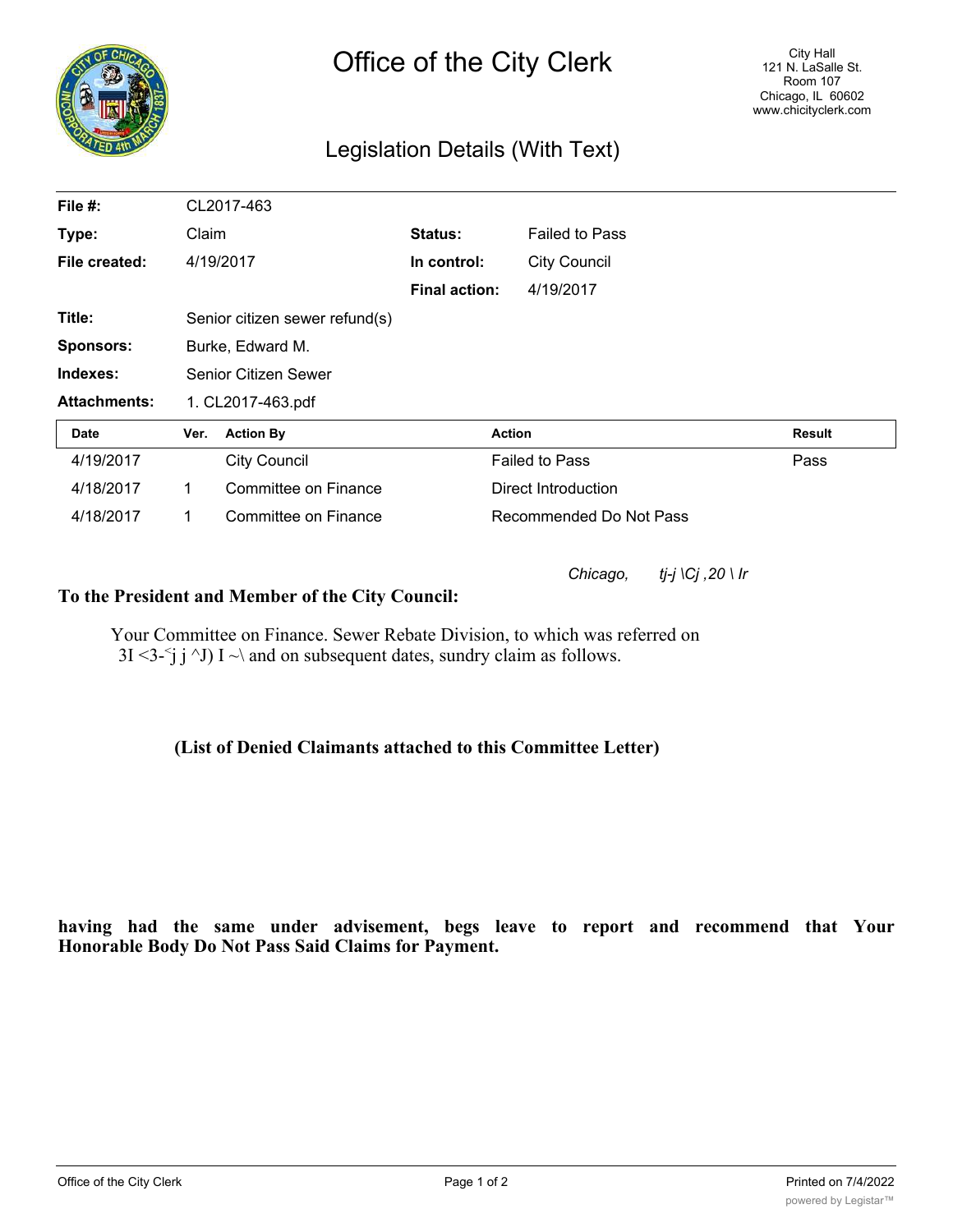# Office of the City Clerk

City Hall
121 N. LaSalle St.
Room 107
Chicago, IL 60602
www.chicityclerk.com

## Legislation Details (With Text)

| | | | |
|---|---|---|---|
| **File #:** | CL2017-463 | | |
| **Type:** | Claim | **Status:** | Failed to Pass |
| **File created:** | 4/19/2017 | **In control:** | City Council |
| | | **Final action:** | 4/19/2017 |
| **Title:** | Senior citizen sewer refund(s) | | |
| **Sponsors:** | Burke, Edward M. | | |
| **Indexes:** | Senior Citizen Sewer | | |
| **Attachments:** | 1. CL2017-463.pdf | | |

| Date | Ver. | Action By | Action | Result |
|---|---|---|---|---|
| 4/19/2017 | | City Council | Failed to Pass | Pass |
| 4/18/2017 | 1 | Committee on Finance | Direct Introduction | |
| 4/18/2017 | 1 | Committee on Finance | Recommended Do Not Pass | |

*Chicago, tj-j \Cj ,20 \ Ir*

**To the President and Member of the City Council:**

Your Committee on Finance. Sewer Rebate Division, to which was referred on 3I <3-<j j ^J) I ~\ and on subsequent dates, sundry claim as follows.

**(List of Denied Claimants attached to this Committee Letter)**

**having had the same under advisement, begs leave to report and recommend that Your Honorable Body Do Not Pass Said Claims for Payment.**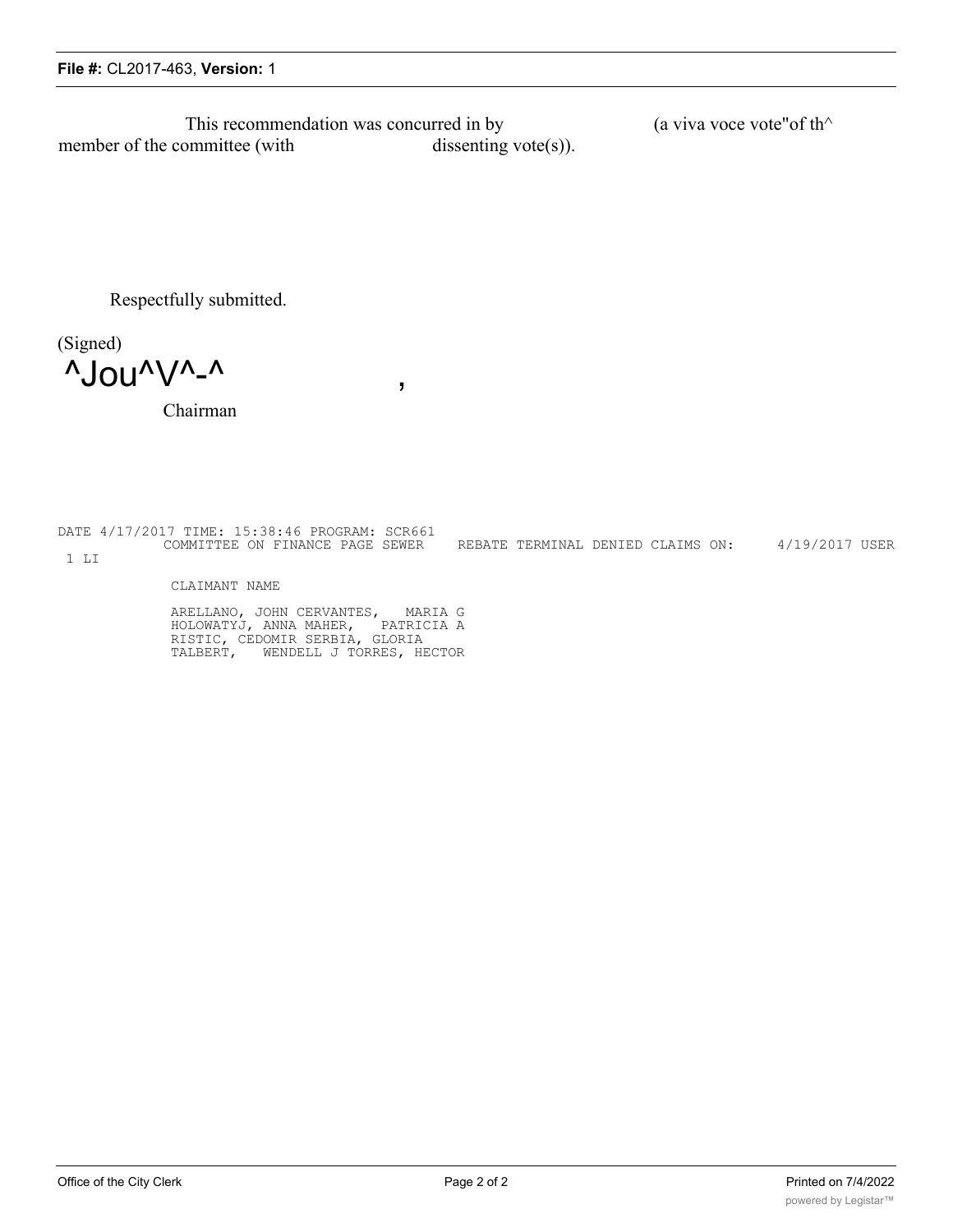This recommendation was concurred in by (a viva voce vote"of th^ member of the committee (with dissenting vote(s)).

Respectfully submitted.

(Signed)
^Jou^V^-^ ,

Chairman

```
DATE 4/17/2017 TIME: 15:38:46 PROGRAM: SCR661
          COMMITTEE ON FINANCE PAGE SEWER    REBATE TERMINAL DENIED CLAIMS ON:     4/19/2017 USER
 1 LI

           CLAIMANT NAME

           ARELLANO, JOHN CERVANTES,   MARIA G
           HOLOWATYJ, ANNA MAHER,   PATRICIA A
           RISTIC, CEDOMIR SERBIA, GLORIA
           TALBERT,   WENDELL J TORRES, HECTOR
```